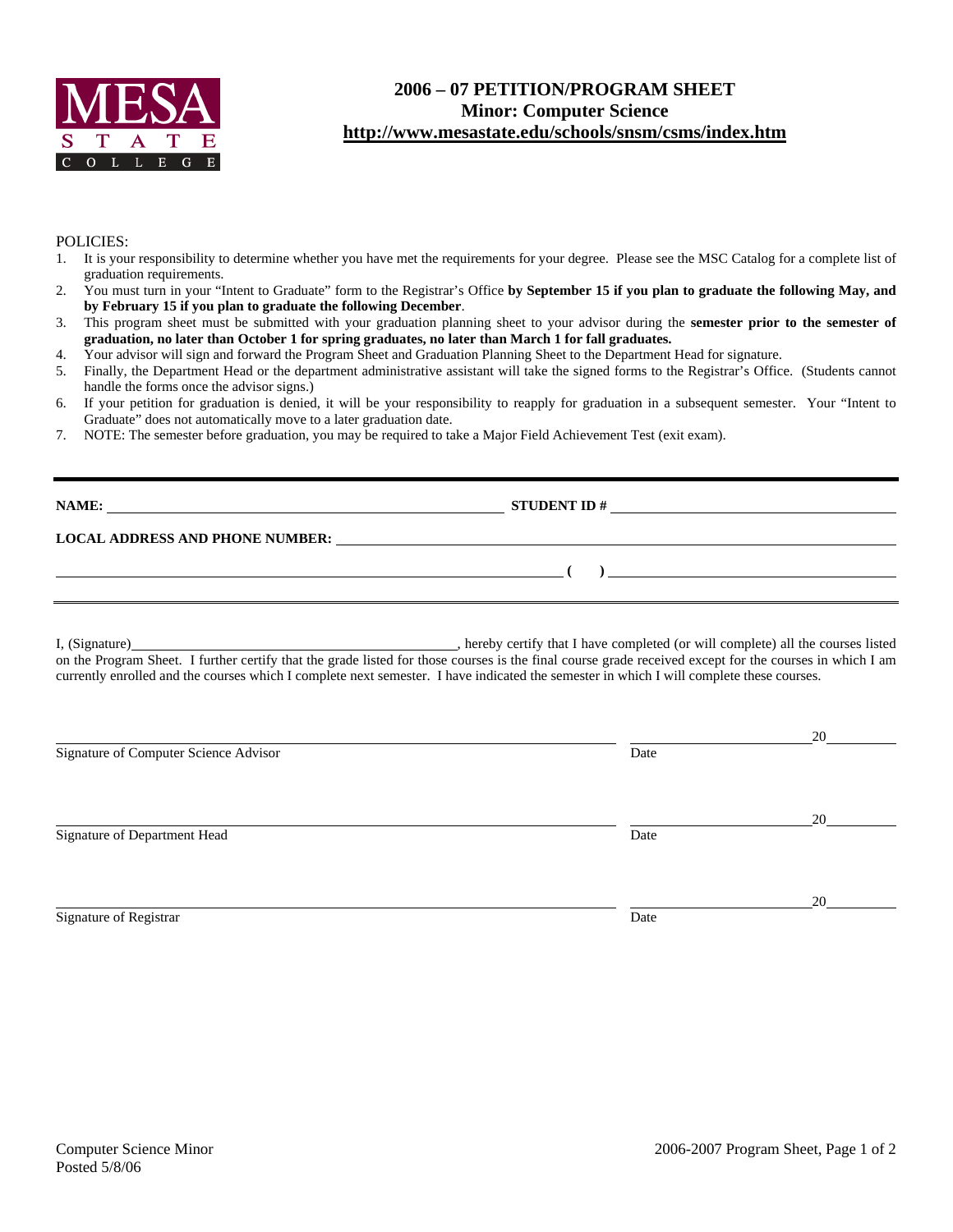MESA STATE COLLEGE

# 2006 – 07 PETITION/PROGRAM SHEET
## Minor: Computer Science
**http://www.mesastate.edu/schools/snsm/csms/index.htm**

POLICIES:

1. It is your responsibility to determine whether you have met the requirements for your degree. Please see the MSC Catalog for a complete list of graduation requirements.
2. You must turn in your "Intent to Graduate" form to the Registrar's Office **by September 15 if you plan to graduate the following May, and by February 15 if you plan to graduate the following December**.
3. This program sheet must be submitted with your graduation planning sheet to your advisor during the **semester prior to the semester of graduation, no later than October 1 for spring graduates, no later than March 1 for fall graduates.**
4. Your advisor will sign and forward the Program Sheet and Graduation Planning Sheet to the Department Head for signature.
5. Finally, the Department Head or the department administrative assistant will take the signed forms to the Registrar's Office. (Students cannot handle the forms once the advisor signs.)
6. If your petition for graduation is denied, it will be your responsibility to reapply for graduation in a subsequent semester. Your "Intent to Graduate" does not automatically move to a later graduation date.
7. NOTE: The semester before graduation, you may be required to take a Major Field Achievement Test (exit exam).

---

**NAME:** ______________________________ **STUDENT ID #** ______________________________

**LOCAL ADDRESS AND PHONE NUMBER:** ______________________________

______________________________ **( )** ______________________________

---

I, (Signature)______________________________, hereby certify that I have completed (or will complete) all the courses listed on the Program Sheet. I further certify that the grade listed for those courses is the final course grade received except for the courses in which I am currently enrolled and the courses which I complete next semester. I have indicated the semester in which I will complete these courses.

______________________________ ______________20______

Signature of Computer Science Advisor Date

______________________________ ______________20______

Signature of Department Head Date

______________________________ ______________20______

Signature of Registrar Date

Computer Science Minor
Posted 5/8/06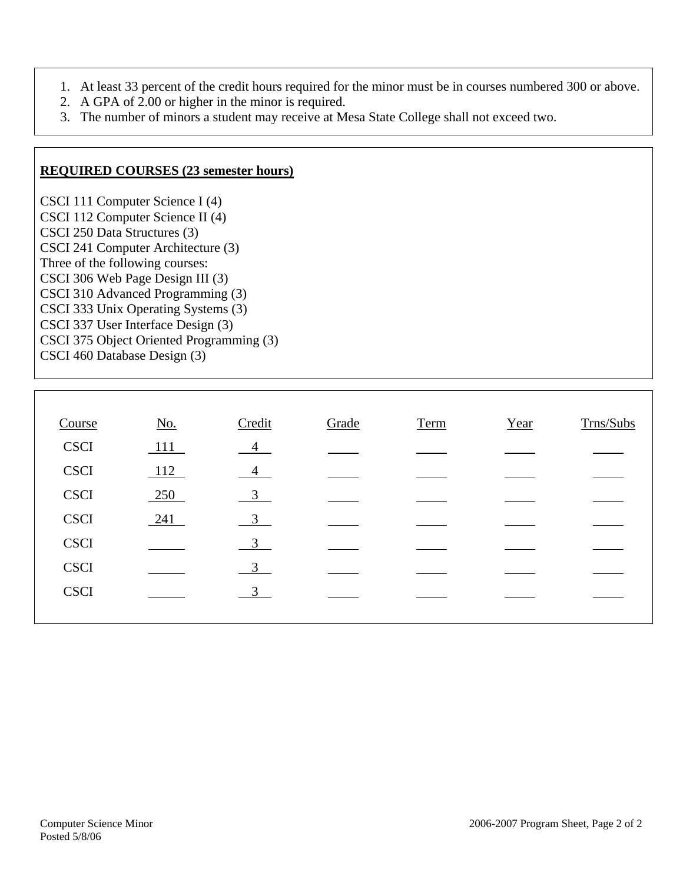1. At least 33 percent of the credit hours required for the minor must be in courses numbered 300 or above.
2. A GPA of 2.00 or higher in the minor is required.
3. The number of minors a student may receive at Mesa State College shall not exceed two.

**REQUIRED COURSES (23 semester hours)**

CSCI 111 Computer Science I (4)
CSCI 112 Computer Science II (4)
CSCI 250 Data Structures (3)
CSCI 241 Computer Architecture (3)
Three of the following courses:
CSCI 306 Web Page Design III (3)
CSCI 310 Advanced Programming (3)
CSCI 333 Unix Operating Systems (3)
CSCI 337 User Interface Design (3)
CSCI 375 Object Oriented Programming (3)
CSCI 460 Database Design (3)

| Course | No. | Credit | Grade | Term | Year | Trns/Subs |
|---|---|---|---|---|---|---|
| CSCI | 111 | 4 | | | | |
| CSCI | 112 | 4 | | | | |
| CSCI | 250 | 3 | | | | |
| CSCI | 241 | 3 | | | | |
| CSCI | | 3 | | | | |
| CSCI | | 3 | | | | |
| CSCI | | 3 | | | | |

Computer Science Minor
Posted 5/8/06